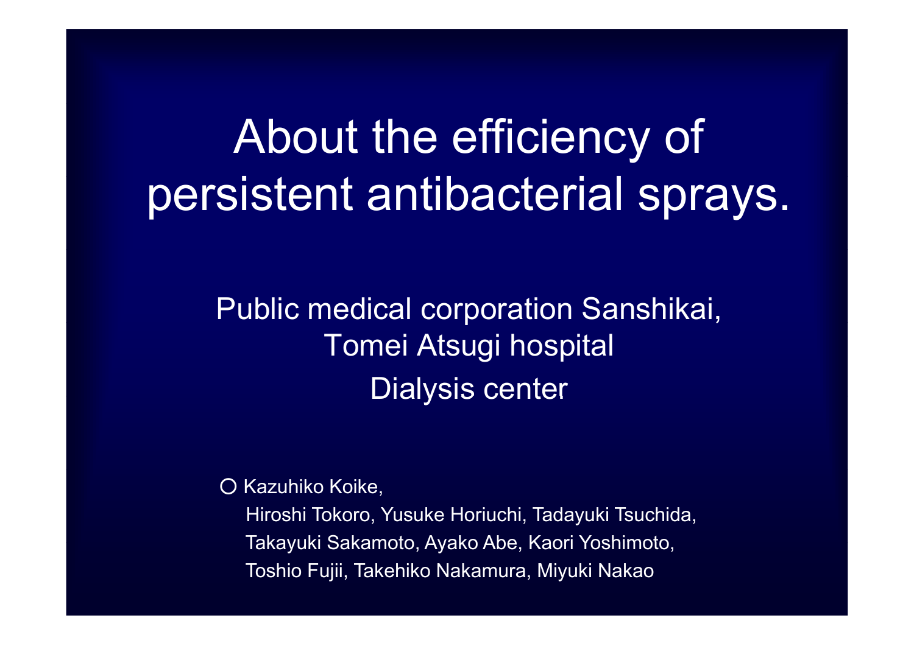# About the efficiency of persistent antibacterial sprays.

Public medical corporation Sanshikai,
Tomei Atsugi hospital
Dialysis center

○ Kazuhiko Koike,
Hiroshi Tokoro, Yusuke Horiuchi, Tadayuki Tsuchida,
Takayuki Sakamoto, Ayako Abe, Kaori Yoshimoto,
Toshio Fujii, Takehiko Nakamura, Miyuki Nakao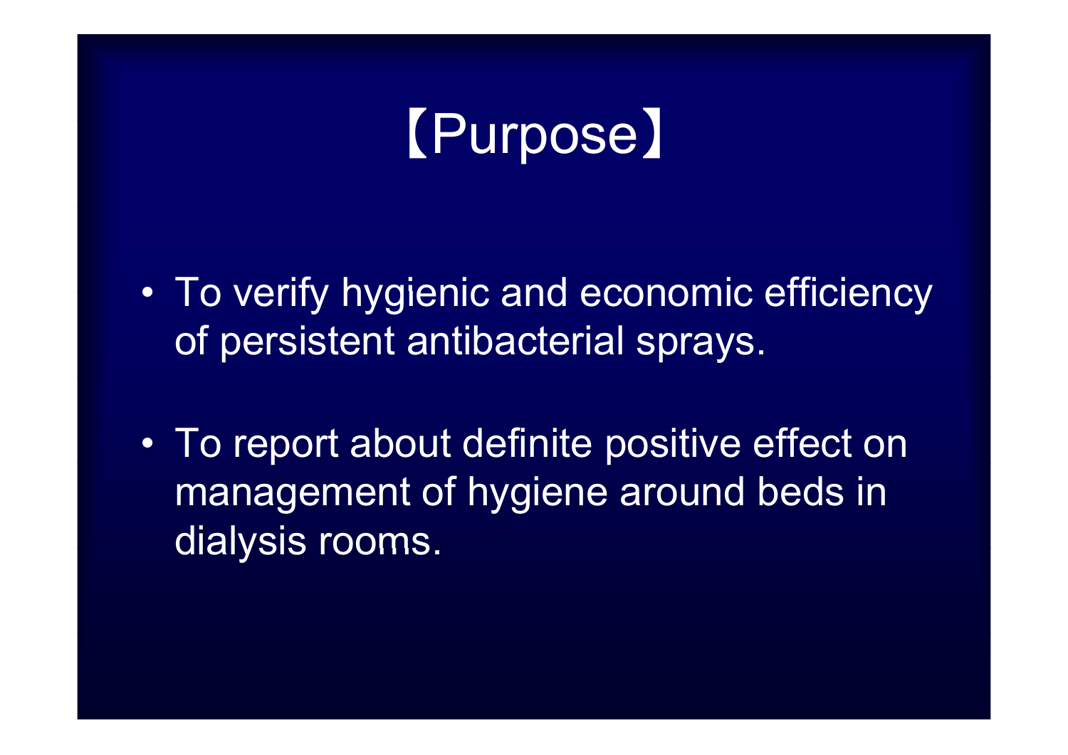# 【Purpose】

- To verify hygienic and economic efficiency of persistent antibacterial sprays.
- To report about definite positive effect on management of hygiene around beds in dialysis rooms.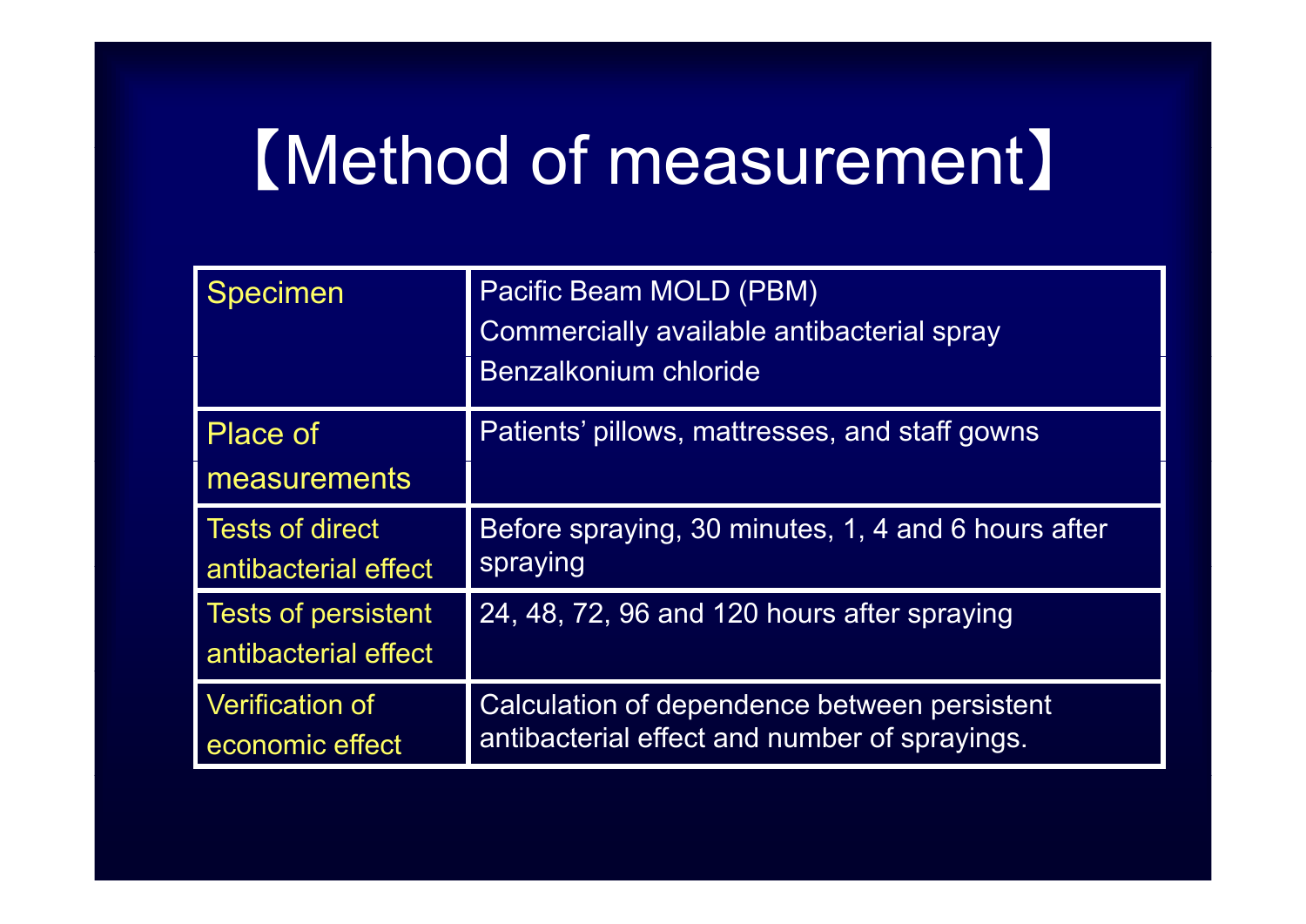# 【Method of measurement】

| | |
|---|---|
| Specimen | Pacific Beam MOLD (PBM)<br>Commercially available antibacterial spray<br>Benzalkonium chloride |
| Place of measurements | Patients' pillows, mattresses, and staff gowns |
| Tests of direct antibacterial effect | Before spraying, 30 minutes, 1, 4 and 6 hours after spraying |
| Tests of persistent antibacterial effect | 24, 48, 72, 96 and 120 hours after spraying |
| Verification of economic effect | Calculation of dependence between persistent antibacterial effect and number of sprayings. |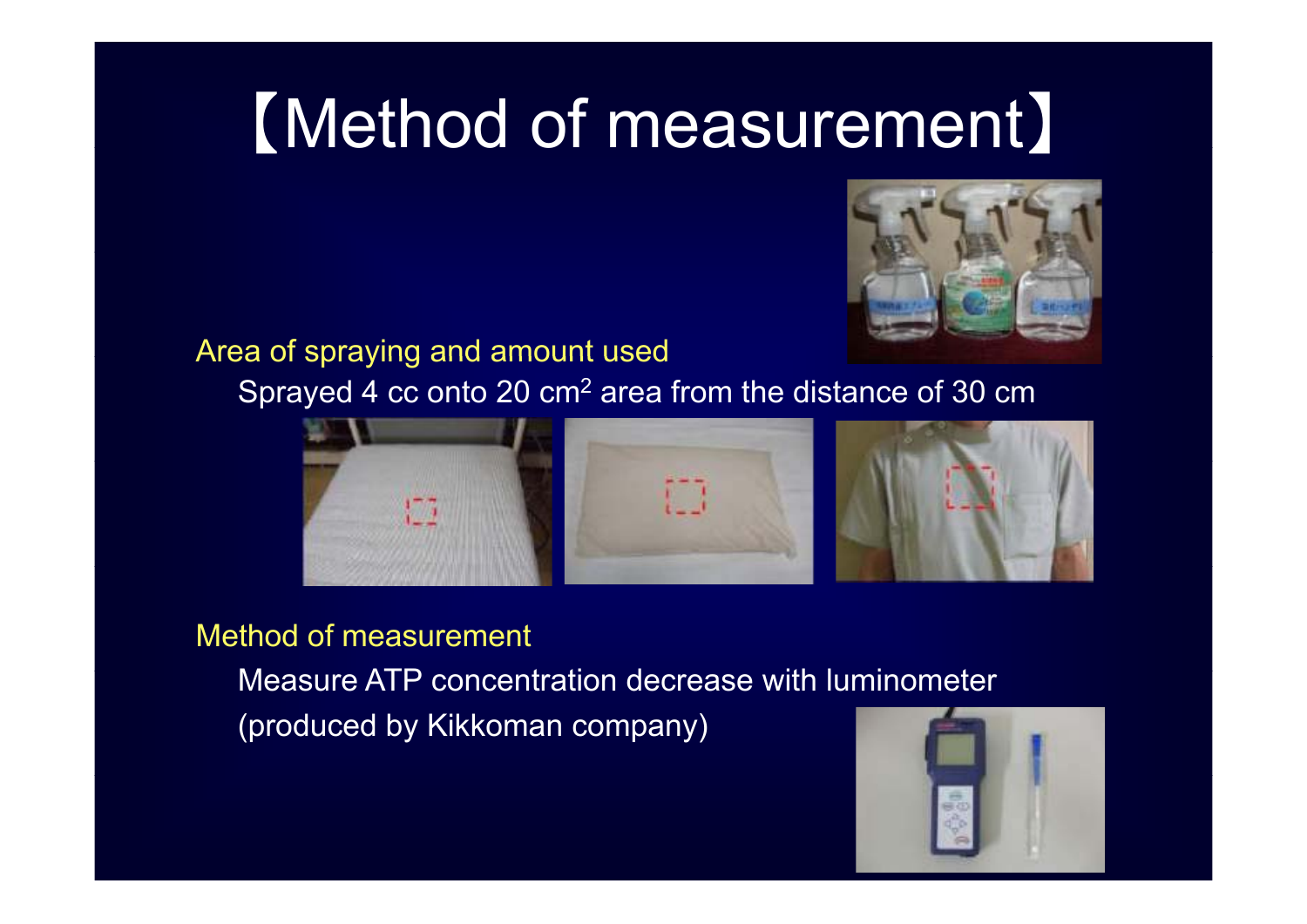# 【Method of measurement】

Area of spraying and amount used

Sprayed 4 cc onto 20 $cm^2$ area from the distance of 30 cm

Method of measurement

Measure ATP concentration decrease with luminometer (produced by Kikkoman company)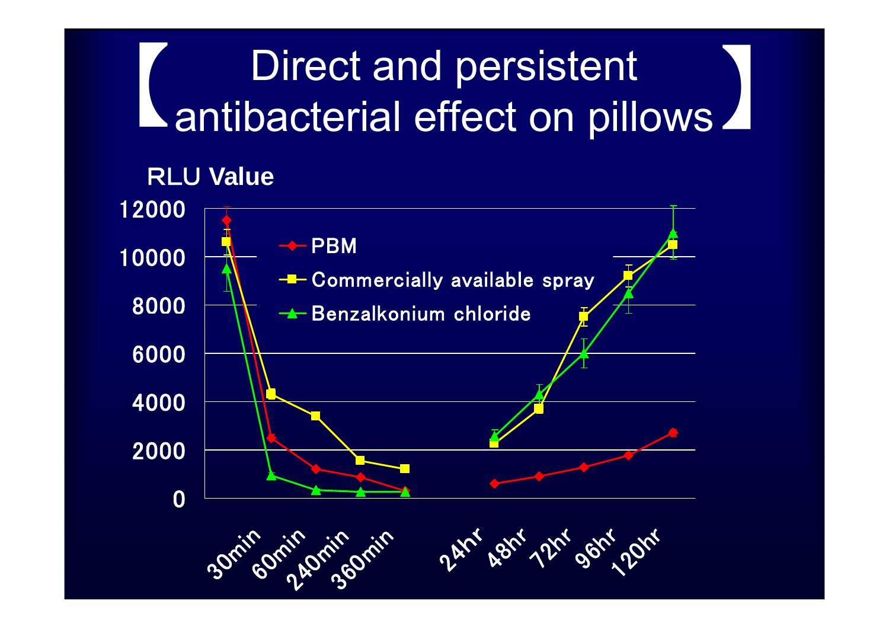# 【Direct and persistent antibacterial effect on pillows】

RLU Value

- PBM
- Commercially available spray
- Benzalkonium chloride

Y-axis: 0, 2000, 4000, 6000, 8000, 10000, 12000

X-axis: 30min, 60min, 240min, 360min, 24hr, 48hr, 72hr, 96hr, 120hr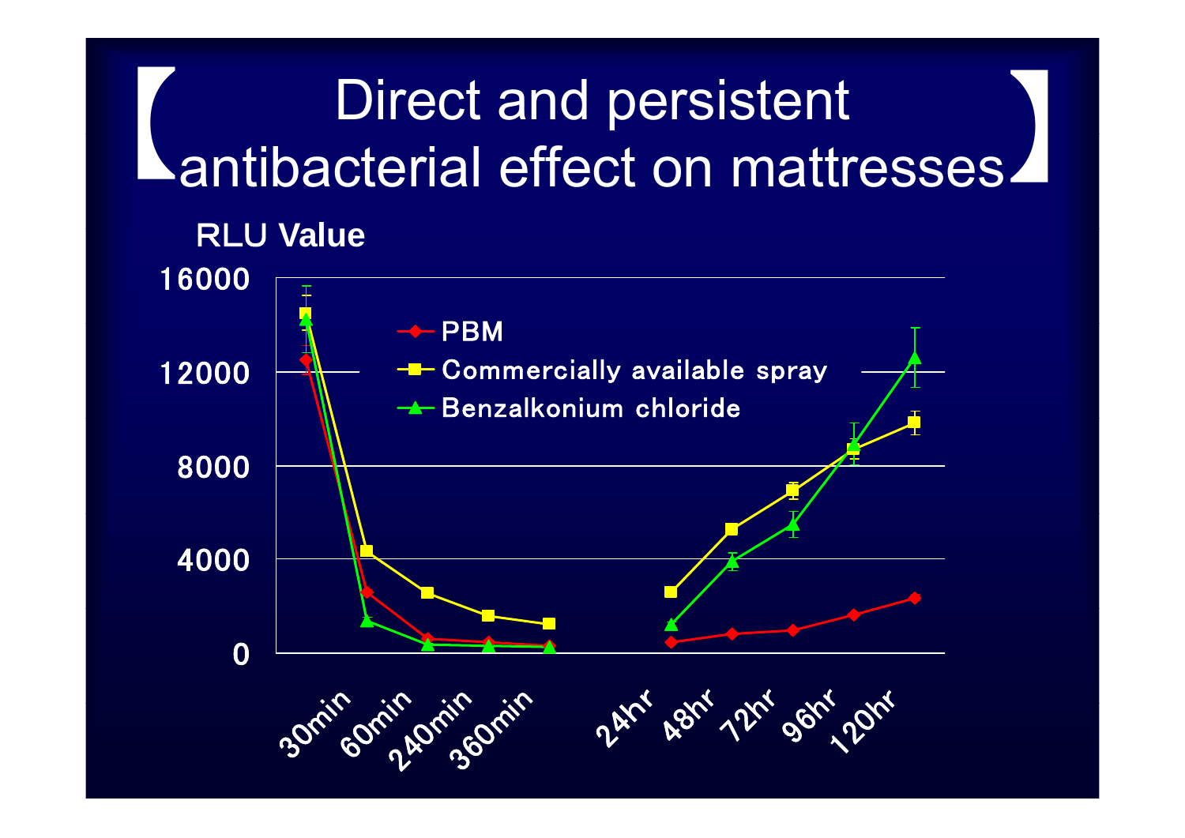# 【Direct and persistent antibacterial effect on mattresses】

RLU Value

16000

12000

8000

4000

0

- PBM
- Commercially available spray
- Benzalkonium chloride

30min 60min 240min 360min 24hr 48hr 72hr 96hr 120hr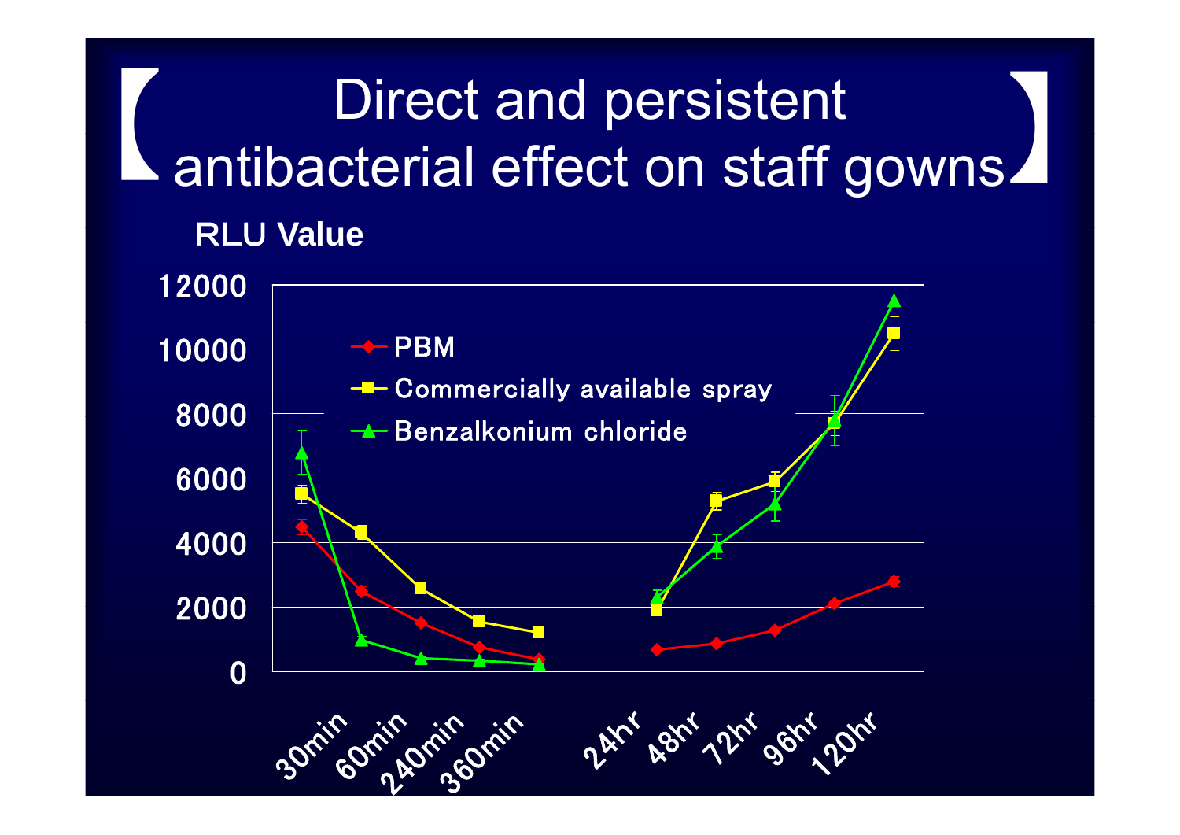# 【Direct and persistent antibacterial effect on staff gowns】

RLU Value

12000
10000
8000
6000
4000
2000
0

- PBM
- Commercially available spray
- Benzalkonium chloride

30min 60min 240min 360min 24hr 48hr 72hr 96hr 120hr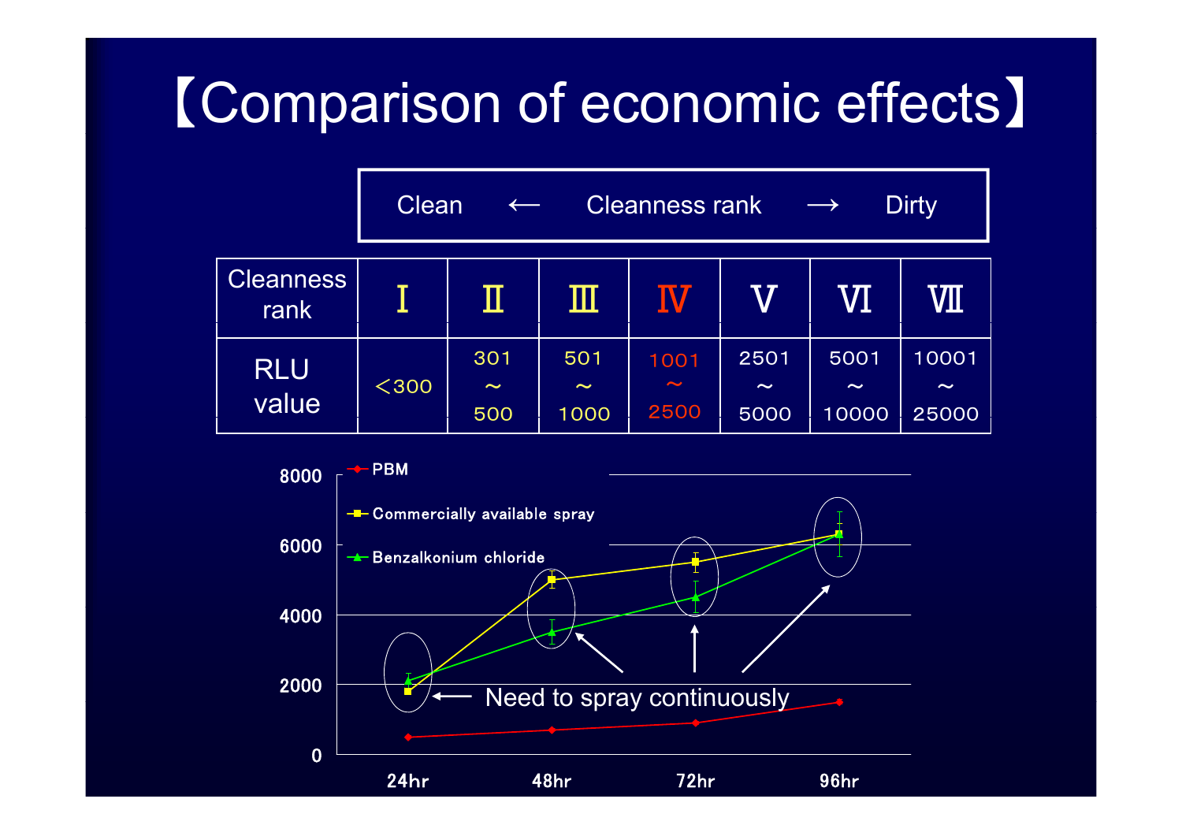# 【Comparison of economic effects】

Clean ← Cleanness rank → Dirty

| Cleanness rank | Ⅰ | Ⅱ | Ⅲ | Ⅳ | Ⅴ | Ⅵ | Ⅶ |
|---|---|---|---|---|---|---|---|
| RLU value | ＜300 | 301 ～ 500 | 501 ～ 1000 | 1001 ～ 2500 | 2501 ～ 5000 | 5001 ～ 10000 | 10001 ～ 25000 |

PBM

Commercially available spray

Benzalkonium chloride

Need to spray continuously

8000
6000
4000
2000
0

24hr 48hr 72hr 96hr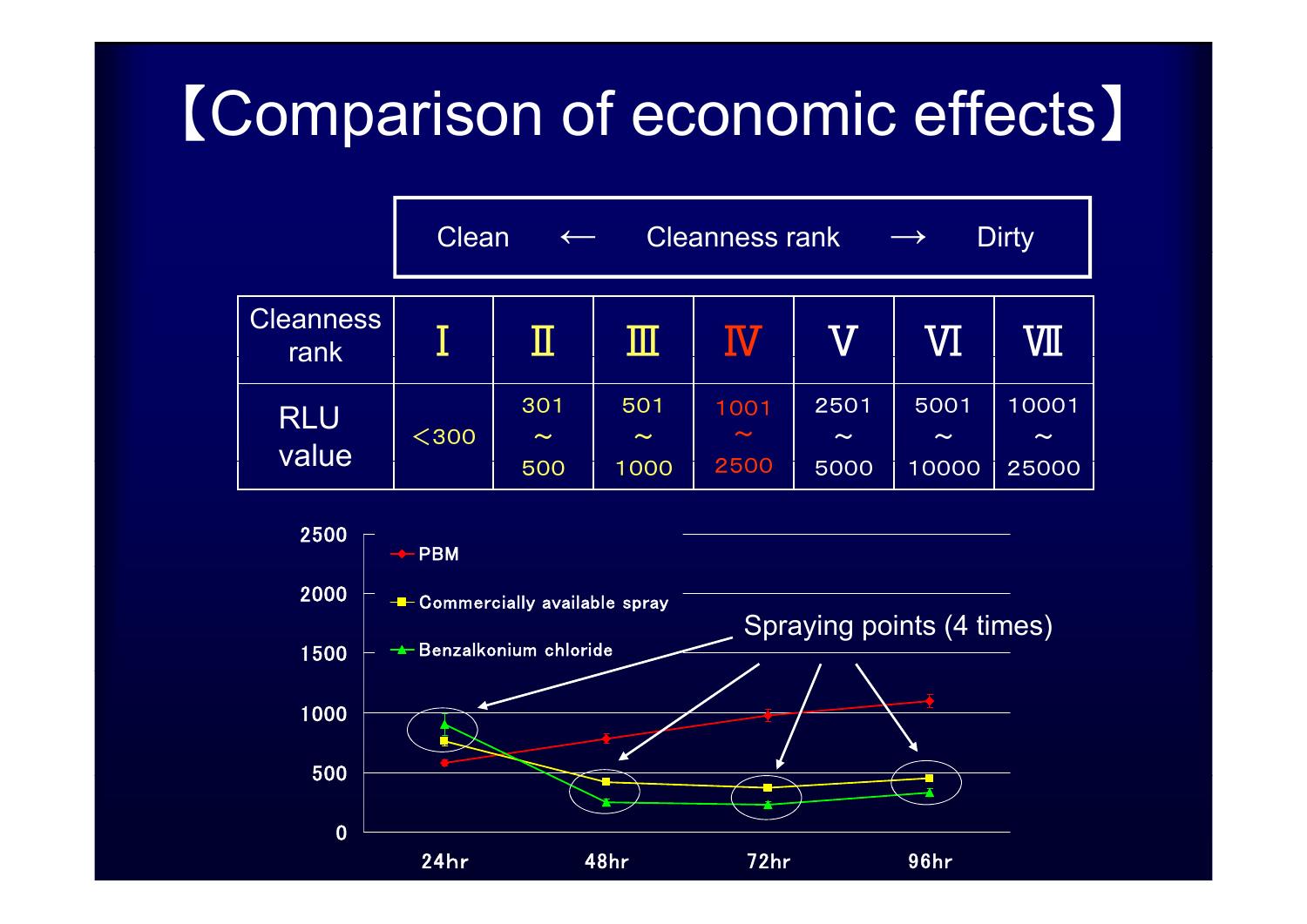# 【Comparison of economic effects】

Clean ← Cleanness rank → Dirty

| Cleanness rank | I | II | III | IV | V | VI | VII |
|---|---|---|---|---|---|---|---|
| RLU value | <300 | 301 ～ 500 | 501 ～ 1000 | 1001 ～ 2500 | 2501 ～ 5000 | 5001 ～ 10000 | 10001 ～ 25000 |

- PBM
- Commercially available spray
- Benzalkonium chloride

Spraying points (4 times)

24hr 48hr 72hr 96hr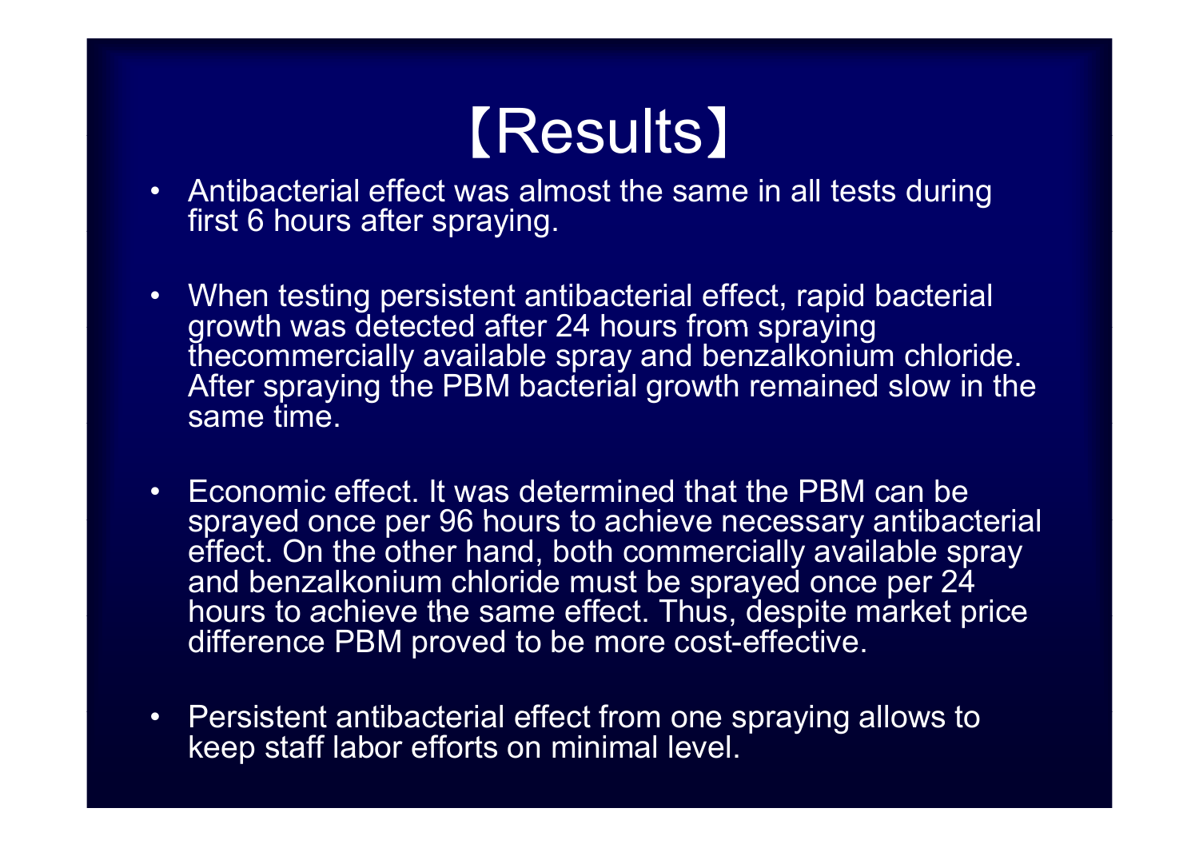# 【Results】

- Antibacterial effect was almost the same in all tests during first 6 hours after spraying.

- When testing persistent antibacterial effect, rapid bacterial growth was detected after 24 hours from spraying thecommercially available spray and benzalkonium chloride. After spraying the PBM bacterial growth remained slow in the same time.

- Economic effect. It was determined that the PBM can be sprayed once per 96 hours to achieve necessary antibacterial effect. On the other hand, both commercially available spray and benzalkonium chloride must be sprayed once per 24 hours to achieve the same effect. Thus, despite market price difference PBM proved to be more cost-effective.

- Persistent antibacterial effect from one spraying allows to keep staff labor efforts on minimal level.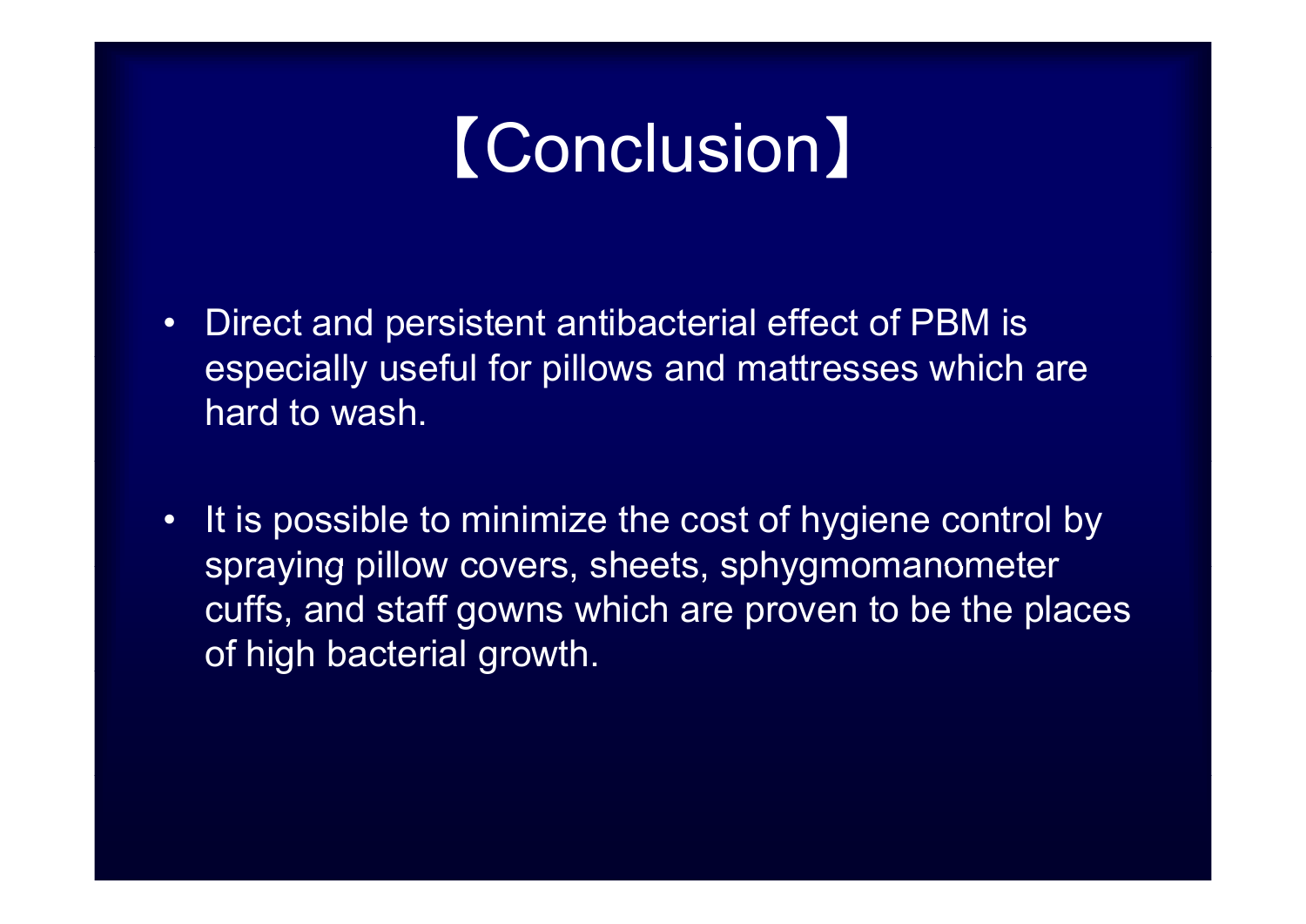# 【Conclusion】

- Direct and persistent antibacterial effect of PBM is especially useful for pillows and mattresses which are hard to wash.
- It is possible to minimize the cost of hygiene control by spraying pillow covers, sheets, sphygmomanometer cuffs, and staff gowns which are proven to be the places of high bacterial growth.